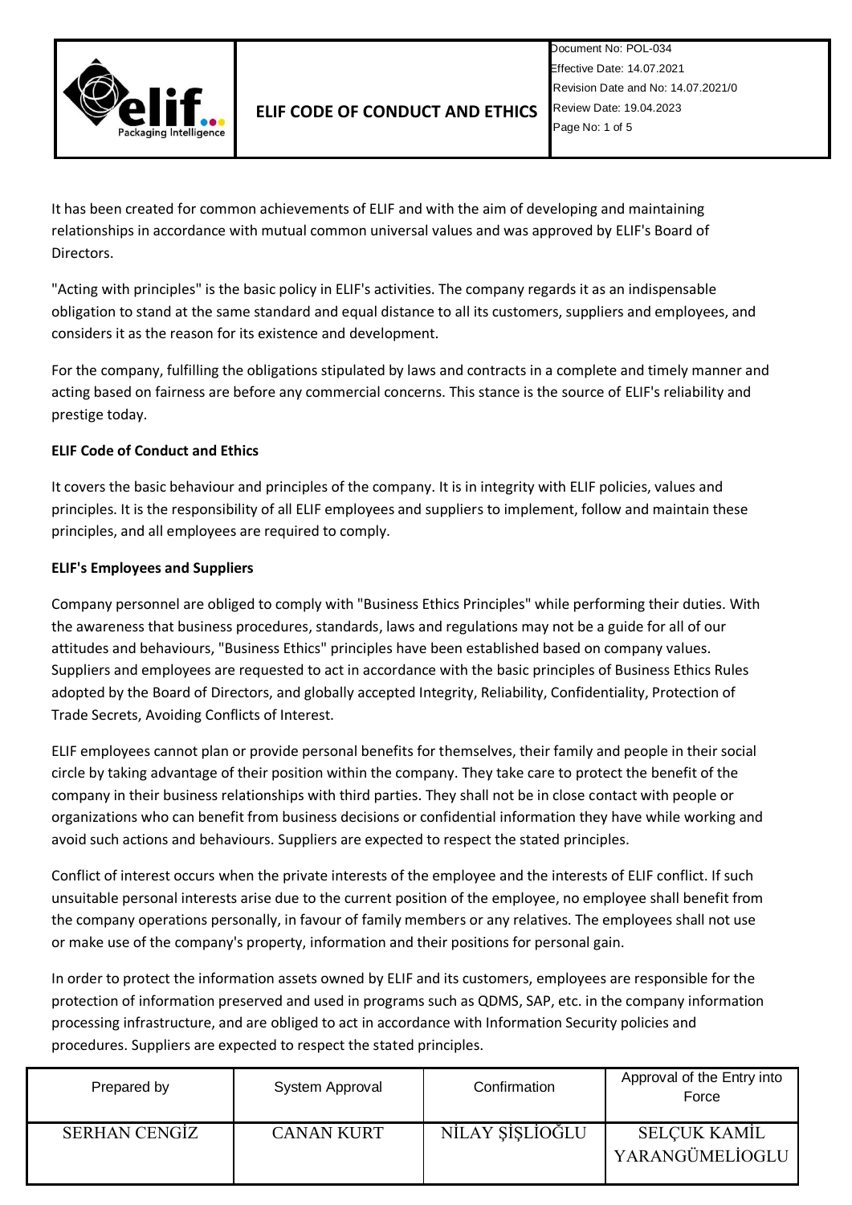# ELIF CODE OF CONDUCT AND ETHICS

| | |
|---|---|
| Document No: | POL-034 |
| Effective Date: | 14.07.2021 |
| Revision Date and No: | 14.07.2021/0 |
| Review Date: | 19.04.2023 |

It has been created for common achievements of ELIF and with the aim of developing and maintaining relationships in accordance with mutual common universal values and was approved by ELIF's Board of Directors.

"Acting with principles" is the basic policy in ELIF's activities. The company regards it as an indispensable obligation to stand at the same standard and equal distance to all its customers, suppliers and employees, and considers it as the reason for its existence and development.

For the company, fulfilling the obligations stipulated by laws and contracts in a complete and timely manner and acting based on fairness are before any commercial concerns. This stance is the source of ELIF's reliability and prestige today.

**ELIF Code of Conduct and Ethics**

It covers the basic behaviour and principles of the company. It is in integrity with ELIF policies, values and principles. It is the responsibility of all ELIF employees and suppliers to implement, follow and maintain these principles, and all employees are required to comply.

**ELIF's Employees and Suppliers**

Company personnel are obliged to comply with "Business Ethics Principles" while performing their duties. With the awareness that business procedures, standards, laws and regulations may not be a guide for all of our attitudes and behaviours, "Business Ethics" principles have been established based on company values. Suppliers and employees are requested to act in accordance with the basic principles of Business Ethics Rules adopted by the Board of Directors, and globally accepted Integrity, Reliability, Confidentiality, Protection of Trade Secrets, Avoiding Conflicts of Interest.

ELIF employees cannot plan or provide personal benefits for themselves, their family and people in their social circle by taking advantage of their position within the company. They take care to protect the benefit of the company in their business relationships with third parties. They shall not be in close contact with people or organizations who can benefit from business decisions or confidential information they have while working and avoid such actions and behaviours. Suppliers are expected to respect the stated principles.

Conflict of interest occurs when the private interests of the employee and the interests of ELIF conflict. If such unsuitable personal interests arise due to the current position of the employee, no employee shall benefit from the company operations personally, in favour of family members or any relatives. The employees shall not use or make use of the company's property, information and their positions for personal gain.

In order to protect the information assets owned by ELIF and its customers, employees are responsible for the protection of information preserved and used in programs such as QDMS, SAP, etc. in the company information processing infrastructure, and are obliged to act in accordance with Information Security policies and procedures. Suppliers are expected to respect the stated principles.

| Prepared by | System Approval | Confirmation | Approval of the Entry into Force |
|---|---|---|---|
| SERHAN CENGİZ | CANAN KURT | NİLAY ŞİŞLİOĞLU | SELÇUK KAMİL YARANGÜMELİOGLU |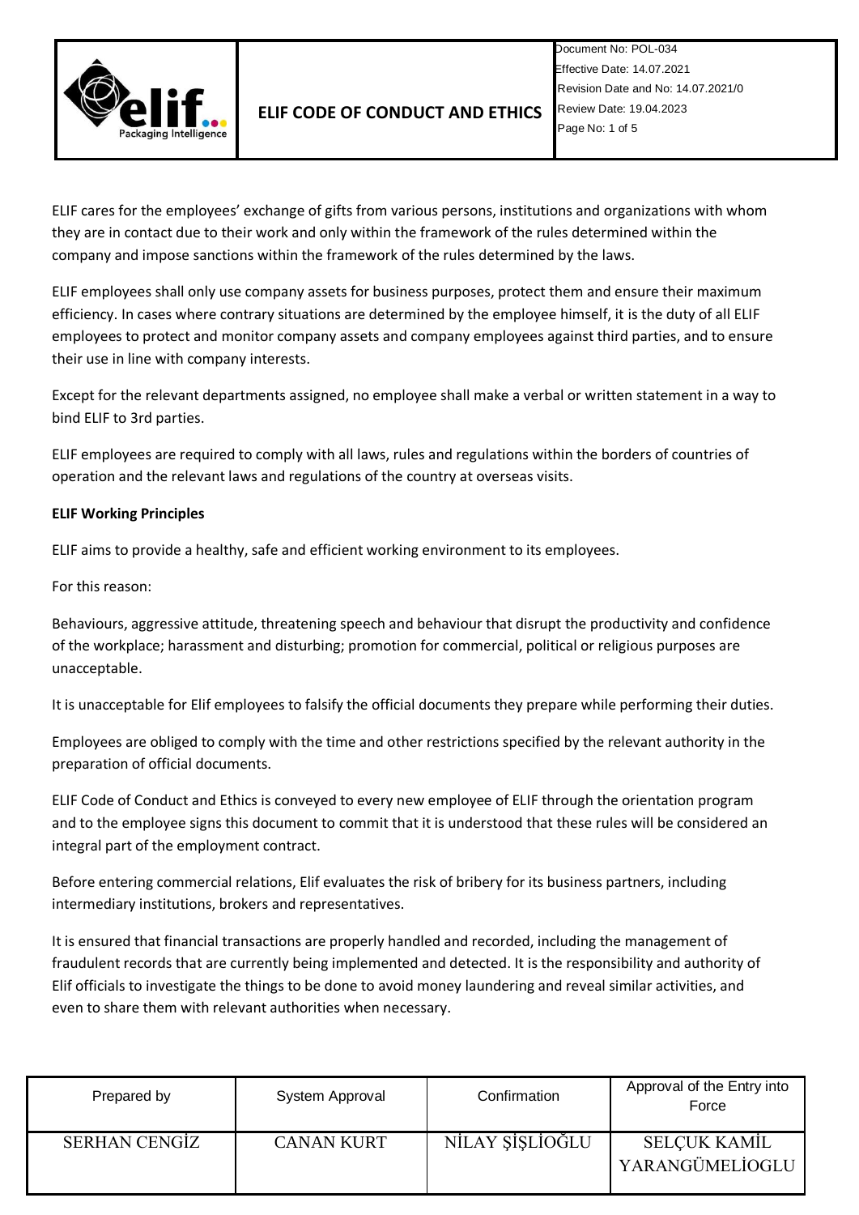ELIF cares for the employees' exchange of gifts from various persons, institutions and organizations with whom they are in contact due to their work and only within the framework of the rules determined within the company and impose sanctions within the framework of the rules determined by the laws.

ELIF employees shall only use company assets for business purposes, protect them and ensure their maximum efficiency. In cases where contrary situations are determined by the employee himself, it is the duty of all ELIF employees to protect and monitor company assets and company employees against third parties, and to ensure their use in line with company interests.

Except for the relevant departments assigned, no employee shall make a verbal or written statement in a way to bind ELIF to 3rd parties.

ELIF employees are required to comply with all laws, rules and regulations within the borders of countries of operation and the relevant laws and regulations of the country at overseas visits.

**ELIF Working Principles**

ELIF aims to provide a healthy, safe and efficient working environment to its employees.

For this reason:

Behaviours, aggressive attitude, threatening speech and behaviour that disrupt the productivity and confidence of the workplace; harassment and disturbing; promotion for commercial, political or religious purposes are unacceptable.

It is unacceptable for Elif employees to falsify the official documents they prepare while performing their duties.

Employees are obliged to comply with the time and other restrictions specified by the relevant authority in the preparation of official documents.

ELIF Code of Conduct and Ethics is conveyed to every new employee of ELIF through the orientation program and to the employee signs this document to commit that it is understood that these rules will be considered an integral part of the employment contract.

Before entering commercial relations, Elif evaluates the risk of bribery for its business partners, including intermediary institutions, brokers and representatives.

It is ensured that financial transactions are properly handled and recorded, including the management of fraudulent records that are currently being implemented and detected. It is the responsibility and authority of Elif officials to investigate the things to be done to avoid money laundering and reveal similar activities, and even to share them with relevant authorities when necessary.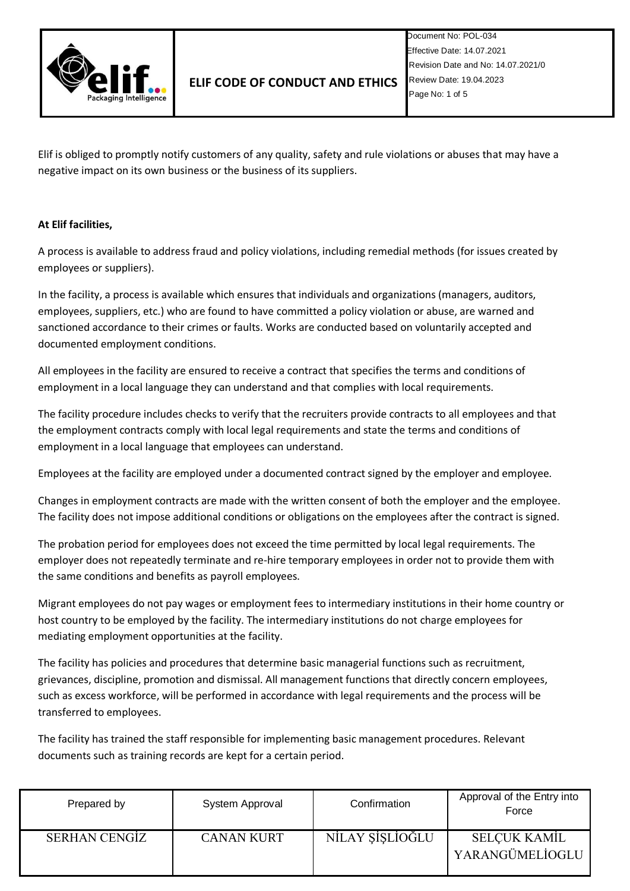Elif is obliged to promptly notify customers of any quality, safety and rule violations or abuses that may have a negative impact on its own business or the business of its suppliers.

**At Elif facilities,**

A process is available to address fraud and policy violations, including remedial methods (for issues created by employees or suppliers).

In the facility, a process is available which ensures that individuals and organizations (managers, auditors, employees, suppliers, etc.) who are found to have committed a policy violation or abuse, are warned and sanctioned accordance to their crimes or faults. Works are conducted based on voluntarily accepted and documented employment conditions.

All employees in the facility are ensured to receive a contract that specifies the terms and conditions of employment in a local language they can understand and that complies with local requirements.

The facility procedure includes checks to verify that the recruiters provide contracts to all employees and that the employment contracts comply with local legal requirements and state the terms and conditions of employment in a local language that employees can understand.

Employees at the facility are employed under a documented contract signed by the employer and employee.

Changes in employment contracts are made with the written consent of both the employer and the employee. The facility does not impose additional conditions or obligations on the employees after the contract is signed.

The probation period for employees does not exceed the time permitted by local legal requirements. The employer does not repeatedly terminate and re-hire temporary employees in order not to provide them with the same conditions and benefits as payroll employees.

Migrant employees do not pay wages or employment fees to intermediary institutions in their home country or host country to be employed by the facility. The intermediary institutions do not charge employees for mediating employment opportunities at the facility.

The facility has policies and procedures that determine basic managerial functions such as recruitment, grievances, discipline, promotion and dismissal. All management functions that directly concern employees, such as excess workforce, will be performed in accordance with legal requirements and the process will be transferred to employees.

The facility has trained the staff responsible for implementing basic management procedures. Relevant documents such as training records are kept for a certain period.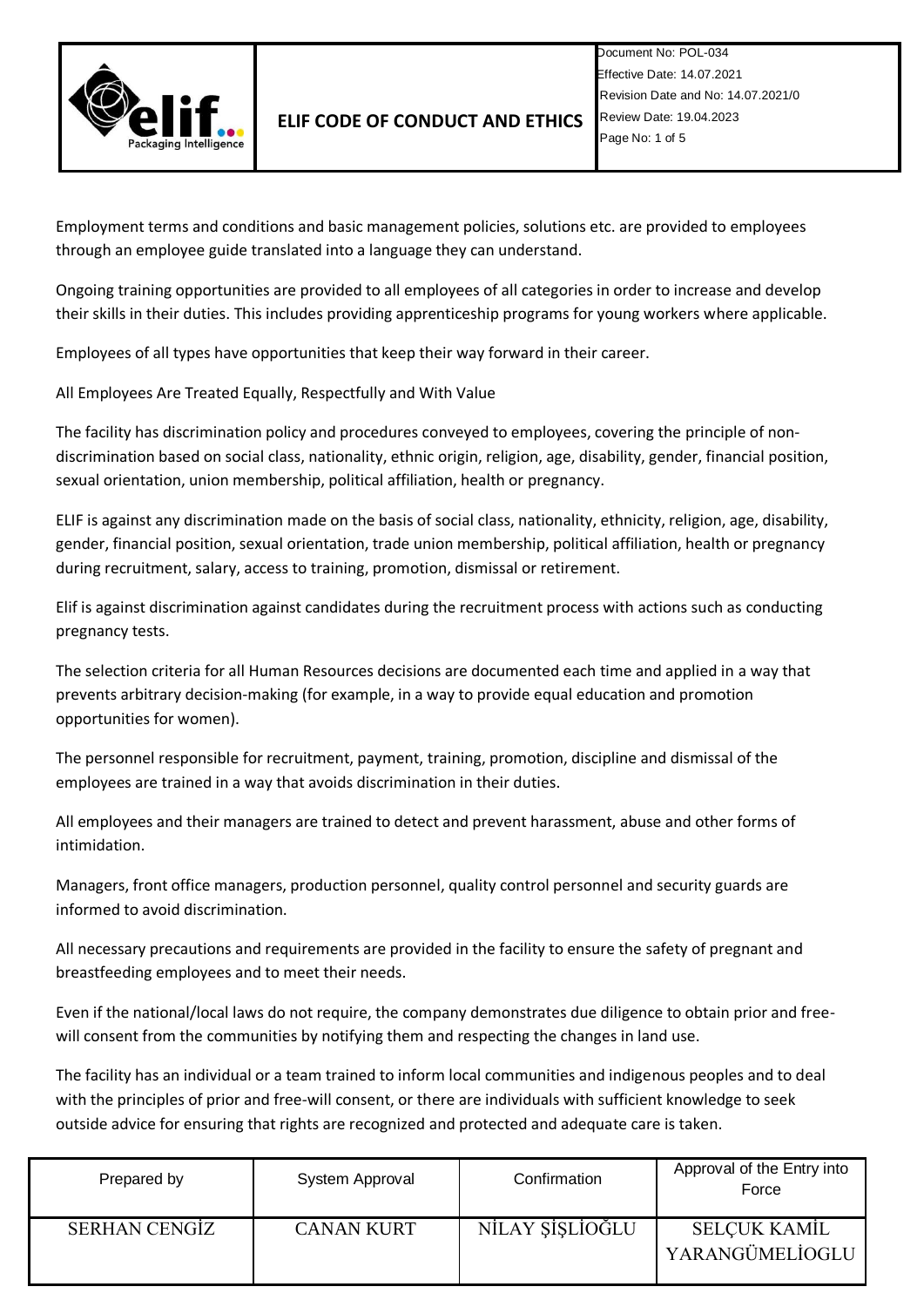Employment terms and conditions and basic management policies, solutions etc. are provided to employees through an employee guide translated into a language they can understand.

Ongoing training opportunities are provided to all employees of all categories in order to increase and develop their skills in their duties. This includes providing apprenticeship programs for young workers where applicable.

Employees of all types have opportunities that keep their way forward in their career.

All Employees Are Treated Equally, Respectfully and With Value

The facility has discrimination policy and procedures conveyed to employees, covering the principle of non-discrimination based on social class, nationality, ethnic origin, religion, age, disability, gender, financial position, sexual orientation, union membership, political affiliation, health or pregnancy.

ELIF is against any discrimination made on the basis of social class, nationality, ethnicity, religion, age, disability, gender, financial position, sexual orientation, trade union membership, political affiliation, health or pregnancy during recruitment, salary, access to training, promotion, dismissal or retirement.

Elif is against discrimination against candidates during the recruitment process with actions such as conducting pregnancy tests.

The selection criteria for all Human Resources decisions are documented each time and applied in a way that prevents arbitrary decision-making (for example, in a way to provide equal education and promotion opportunities for women).

The personnel responsible for recruitment, payment, training, promotion, discipline and dismissal of the employees are trained in a way that avoids discrimination in their duties.

All employees and their managers are trained to detect and prevent harassment, abuse and other forms of intimidation.

Managers, front office managers, production personnel, quality control personnel and security guards are informed to avoid discrimination.

All necessary precautions and requirements are provided in the facility to ensure the safety of pregnant and breastfeeding employees and to meet their needs.

Even if the national/local laws do not require, the company demonstrates due diligence to obtain prior and free-will consent from the communities by notifying them and respecting the changes in land use.

The facility has an individual or a team trained to inform local communities and indigenous peoples and to deal with the principles of prior and free-will consent, or there are individuals with sufficient knowledge to seek outside advice for ensuring that rights are recognized and protected and adequate care is taken.

| Prepared by | System Approval | Confirmation | Approval of the Entry into Force |
|---|---|---|---|
| SERHAN CENGİZ | CANAN KURT | NİLAY ŞİŞLİOĞLU | SELÇUK KAMİL YARANGÜMELİOGLU |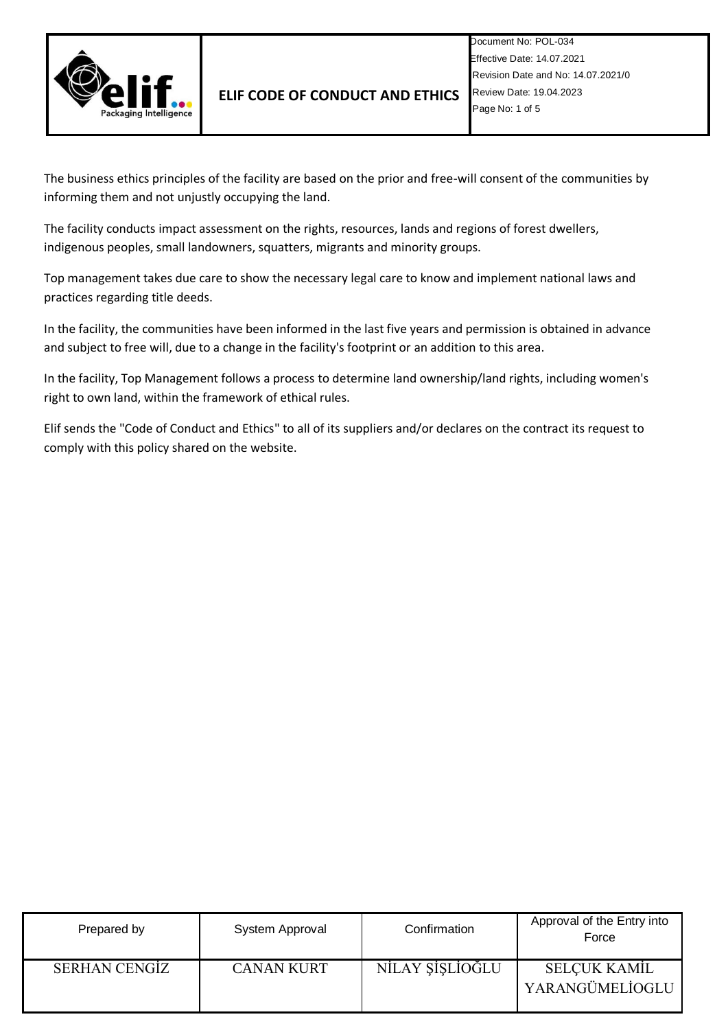The business ethics principles of the facility are based on the prior and free-will consent of the communities by informing them and not unjustly occupying the land.

The facility conducts impact assessment on the rights, resources, lands and regions of forest dwellers, indigenous peoples, small landowners, squatters, migrants and minority groups.

Top management takes due care to show the necessary legal care to know and implement national laws and practices regarding title deeds.

In the facility, the communities have been informed in the last five years and permission is obtained in advance and subject to free will, due to a change in the facility's footprint or an addition to this area.

In the facility, Top Management follows a process to determine land ownership/land rights, including women's right to own land, within the framework of ethical rules.

Elif sends the "Code of Conduct and Ethics" to all of its suppliers and/or declares on the contract its request to comply with this policy shared on the website.

| Prepared by | System Approval | Confirmation | Approval of the Entry into Force |
|---|---|---|---|
| SERHAN CENGİZ | CANAN KURT | NİLAY ŞİŞLİOĞLU | SELÇUK KAMİL YARANGÜMELİOGLU |